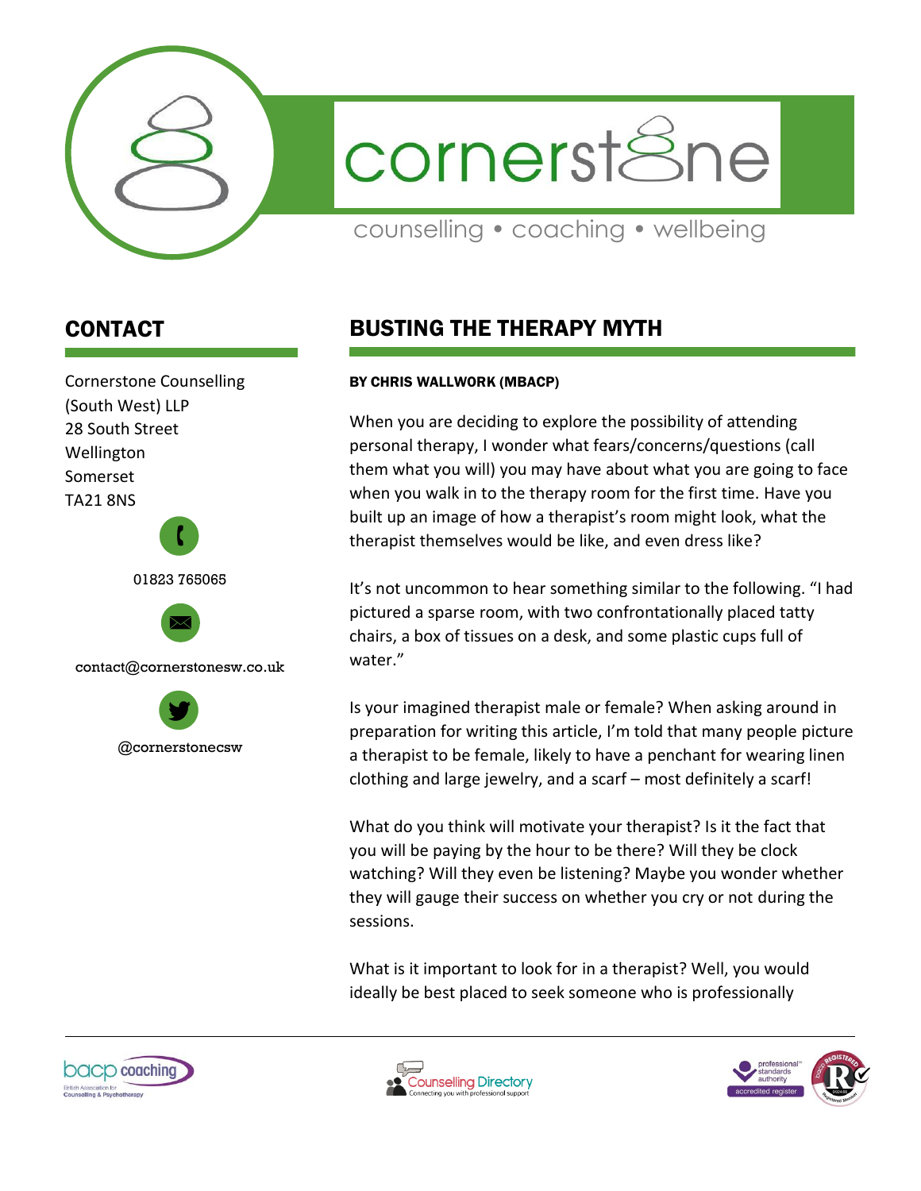cornerstone

counselling • coaching • wellbeing

## CONTACT

Cornerstone Counselling (South West) LLP
28 South Street
Wellington
Somerset
TA21 8NS

01823 765065

contact@cornerstonesw.co.uk

@cornerstonecsw

## BUSTING THE THERAPY MYTH

**BY CHRIS WALLWORK (MBACP)**

When you are deciding to explore the possibility of attending personal therapy, I wonder what fears/concerns/questions (call them what you will) you may have about what you are going to face when you walk in to the therapy room for the first time. Have you built up an image of how a therapist's room might look, what the therapist themselves would be like, and even dress like?

It's not uncommon to hear something similar to the following. "I had pictured a sparse room, with two confrontationally placed tatty chairs, a box of tissues on a desk, and some plastic cups full of water."

Is your imagined therapist male or female? When asking around in preparation for writing this article, I'm told that many people picture a therapist to be female, likely to have a penchant for wearing linen clothing and large jewelry, and a scarf – most definitely a scarf!

What do you think will motivate your therapist? Is it the fact that you will be paying by the hour to be there? Will they be clock watching? Will they even be listening? Maybe you wonder whether they will gauge their success on whether you cry or not during the sessions.

What is it important to look for in a therapist? Well, you would ideally be best placed to seek someone who is professionally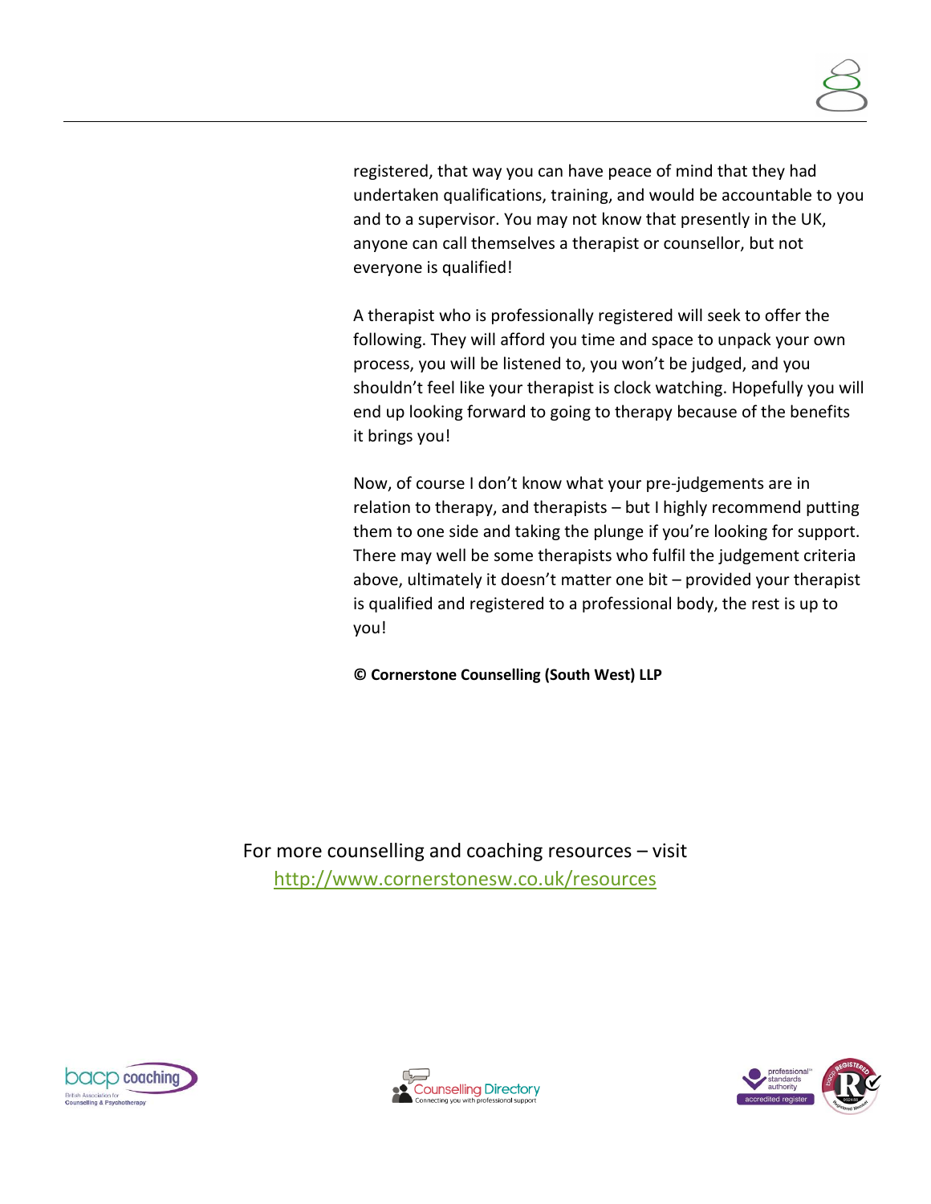registered, that way you can have peace of mind that they had undertaken qualifications, training, and would be accountable to you and to a supervisor. You may not know that presently in the UK, anyone can call themselves a therapist or counsellor, but not everyone is qualified!

A therapist who is professionally registered will seek to offer the following. They will afford you time and space to unpack your own process, you will be listened to, you won't be judged, and you shouldn't feel like your therapist is clock watching. Hopefully you will end up looking forward to going to therapy because of the benefits it brings you!

Now, of course I don't know what your pre-judgements are in relation to therapy, and therapists – but I highly recommend putting them to one side and taking the plunge if you're looking for support. There may well be some therapists who fulfil the judgement criteria above, ultimately it doesn't matter one bit – provided your therapist is qualified and registered to a professional body, the rest is up to you!

**© Cornerstone Counselling (South West) LLP**

For more counselling and coaching resources – visit http://www.cornerstonesw.co.uk/resources